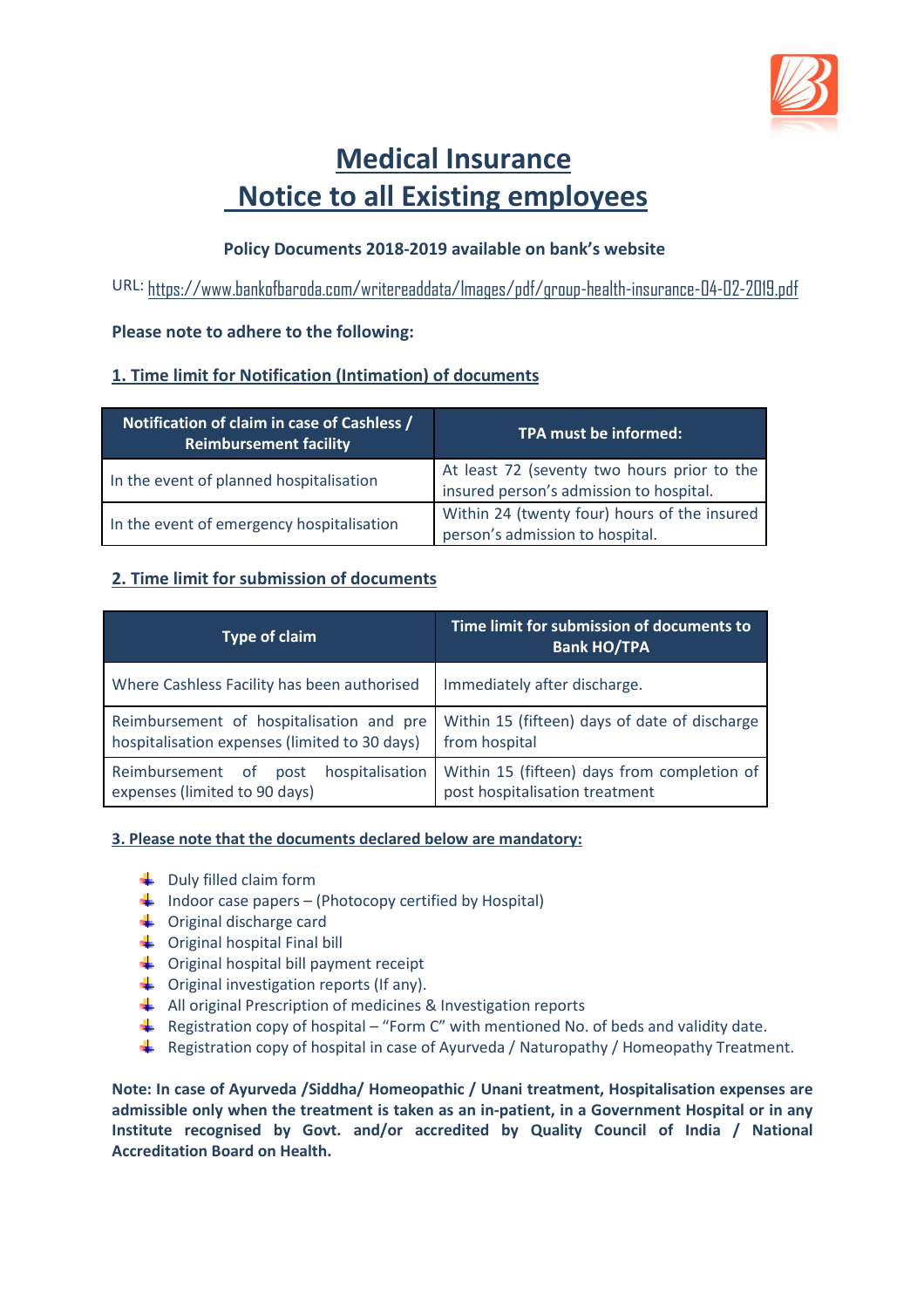# Medical Insurance

# Notice to all Existing employees

**Policy Documents 2018-2019 available on bank's website**

URL: https://www.bankofbaroda.com/writereaddata/Images/pdf/group-health-insurance-04-02-2019.pdf

**Please note to adhere to the following:**

## 1. Time limit for Notification (Intimation) of documents

| Notification of claim in case of Cashless / Reimbursement facility | TPA must be informed: |
|---|---|
| In the event of planned hospitalisation | At least 72 (seventy two hours prior to the insured person's admission to hospital. |
| In the event of emergency hospitalisation | Within 24 (twenty four) hours of the insured person's admission to hospital. |

## 2. Time limit for submission of documents

| Type of claim | Time limit for submission of documents to Bank HO/TPA |
|---|---|
| Where Cashless Facility has been authorised | Immediately after discharge. |
| Reimbursement of hospitalisation and pre hospitalisation expenses (limited to 30 days) | Within 15 (fifteen) days of date of discharge from hospital |
| Reimbursement of post hospitalisation expenses (limited to 90 days) | Within 15 (fifteen) days from completion of post hospitalisation treatment |

## 3. Please note that the documents declared below are mandatory:

- Duly filled claim form
- Indoor case papers – (Photocopy certified by Hospital)
- Original discharge card
- Original hospital Final bill
- Original hospital bill payment receipt
- Original investigation reports (If any).
- All original Prescription of medicines & Investigation reports
- Registration copy of hospital – "Form C" with mentioned No. of beds and validity date.
- Registration copy of hospital in case of Ayurveda / Naturopathy / Homeopathy Treatment.

**Note: In case of Ayurveda /Siddha/ Homeopathic / Unani treatment, Hospitalisation expenses are admissible only when the treatment is taken as an in-patient, in a Government Hospital or in any Institute recognised by Govt. and/or accredited by Quality Council of India / National Accreditation Board on Health.**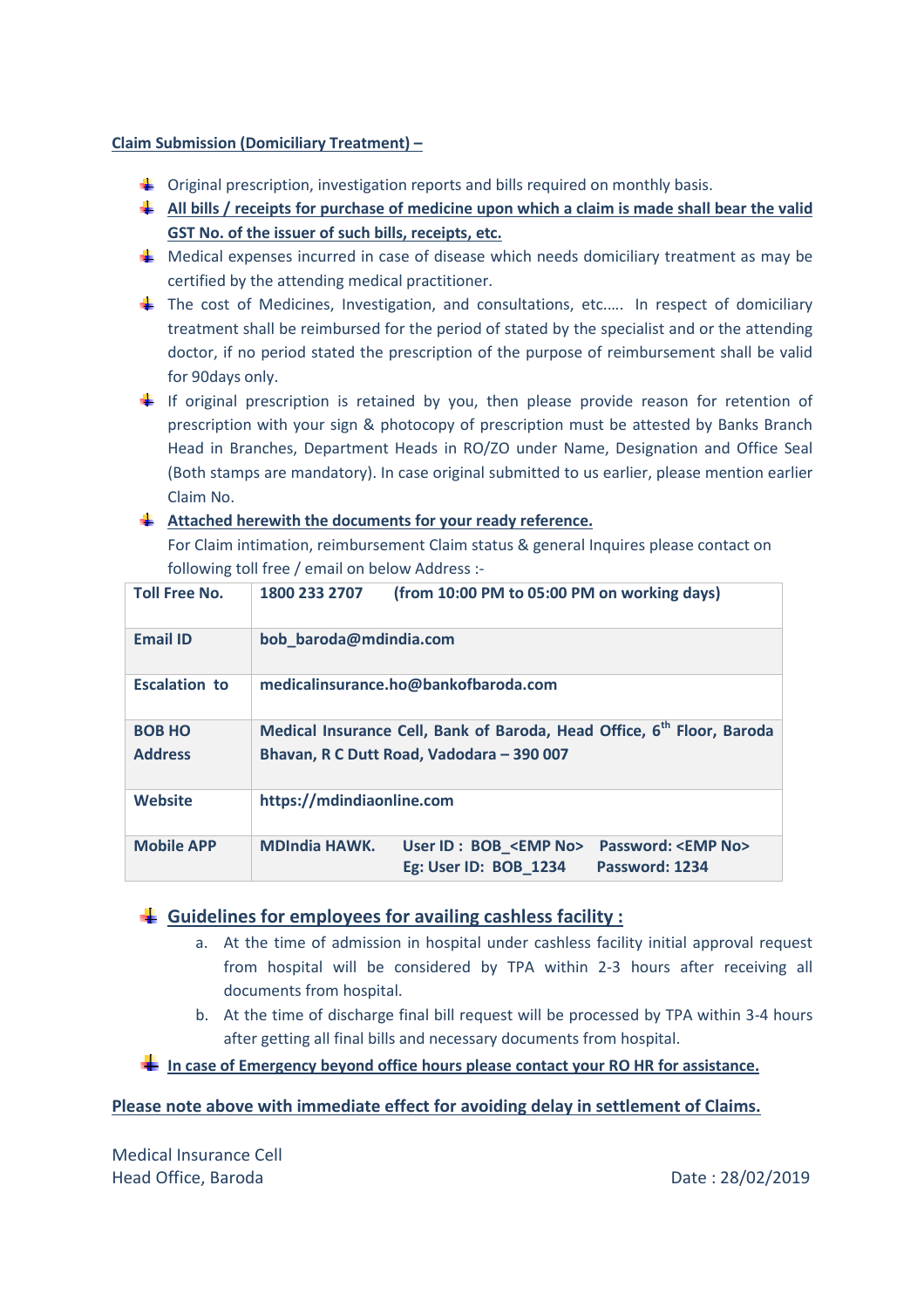**Claim Submission (Domiciliary Treatment) –**

- Original prescription, investigation reports and bills required on monthly basis.
- **All bills / receipts for purchase of medicine upon which a claim is made shall bear the valid GST No. of the issuer of such bills, receipts, etc.**
- Medical expenses incurred in case of disease which needs domiciliary treatment as may be certified by the attending medical practitioner.
- The cost of Medicines, Investigation, and consultations, etc..... In respect of domiciliary treatment shall be reimbursed for the period of stated by the specialist and or the attending doctor, if no period stated the prescription of the purpose of reimbursement shall be valid for 90days only.
- If original prescription is retained by you, then please provide reason for retention of prescription with your sign & photocopy of prescription must be attested by Banks Branch Head in Branches, Department Heads in RO/ZO under Name, Designation and Office Seal (Both stamps are mandatory). In case original submitted to us earlier, please mention earlier Claim No.
- **Attached herewith the documents for your ready reference.**

  For Claim intimation, reimbursement Claim status & general Inquires please contact on following toll free / email on below Address :-

| | |
|---|---|
| **Toll Free No.** | **1800 233 2707 (from 10:00 PM to 05:00 PM on working days)** |
| **Email ID** | **bob_baroda@mdindia.com** |
| **Escalation to** | **medicalinsurance.ho@bankofbaroda.com** |
| **BOB HO Address** | **Medical Insurance Cell, Bank of Baroda, Head Office, 6th Floor, Baroda Bhavan, R C Dutt Road, Vadodara – 390 007** |
| **Website** | **https://mdindiaonline.com** |
| **Mobile APP** | **MDIndia HAWK. User ID : BOB_<EMP No> Password: <EMP No> Eg: User ID: BOB_1234 Password: 1234** |

- **Guidelines for employees for availing cashless facility :**
  a. At the time of admission in hospital under cashless facility initial approval request from hospital will be considered by TPA within 2-3 hours after receiving all documents from hospital.
  b. At the time of discharge final bill request will be processed by TPA within 3-4 hours after getting all final bills and necessary documents from hospital.
- **In case of Emergency beyond office hours please contact your RO HR for assistance.**

**Please note above with immediate effect for avoiding delay in settlement of Claims.**

Medical Insurance Cell
Head Office, Baroda

Date : 28/02/2019